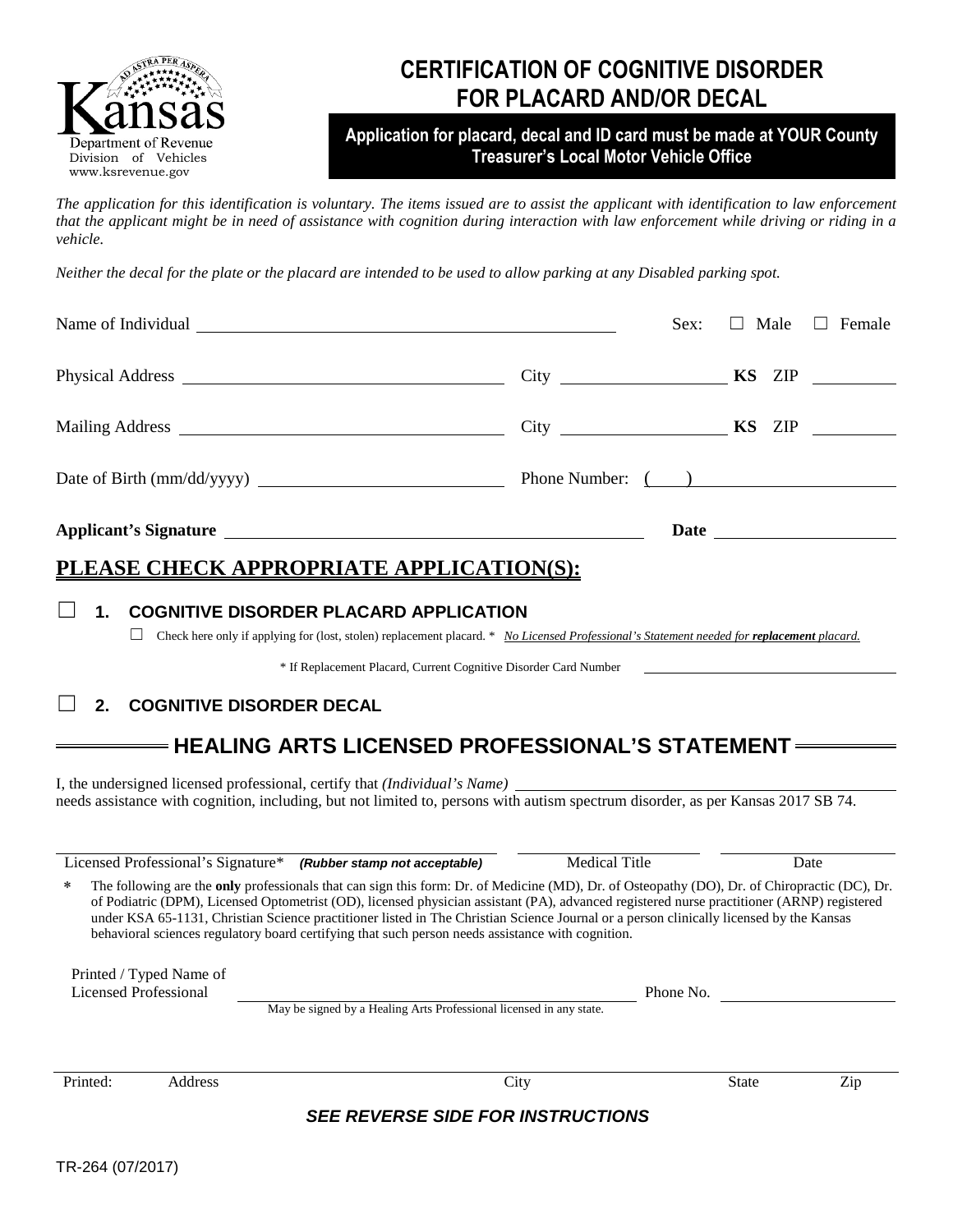Kansas Department of Revenue
Division of Vehicles
www.ksrevenue.gov

# CERTIFICATION OF COGNITIVE DISORDER FOR PLACARD AND/OR DECAL

**Application for placard, decal and ID card must be made at YOUR County Treasurer's Local Motor Vehicle Office**

*The application for this identification is voluntary. The items issued are to assist the applicant with identification to law enforcement that the applicant might be in need of assistance with cognition during interaction with law enforcement while driving or riding in a vehicle.*

*Neither the decal for the plate or the placard are intended to be used to allow parking at any Disabled parking spot.*

Name of Individual ______________________ Sex: ☐ Male ☐ Female

Physical Address ______________________ City ____________ **KS** ZIP ________

Mailing Address ______________________ City ____________ **KS** ZIP ________

Date of Birth (mm/dd/yyyy) ______________________ Phone Number: ( ) ____________

**Applicant's Signature** ______________________ **Date** ____________

## PLEASE CHECK APPROPRIATE APPLICATION(S):

☐ **1. COGNITIVE DISORDER PLACARD APPLICATION**

☐ Check here only if applying for (lost, stolen) replacement placard. * *No Licensed Professional's Statement needed for **replacement** placard.*

* If Replacement Placard, Current Cognitive Disorder Card Number ____________

☐ **2. COGNITIVE DISORDER DECAL**

## HEALING ARTS LICENSED PROFESSIONAL'S STATEMENT

I, the undersigned licensed professional, certify that *(Individual's Name)* ______________________ needs assistance with cognition, including, but not limited to, persons with autism spectrum disorder, as per Kansas 2017 SB 74.

______________________ ____________ ____________
Licensed Professional's Signature* ***(Rubber stamp not acceptable)*** Medical Title Date

\* The following are the **only** professionals that can sign this form: Dr. of Medicine (MD), Dr. of Osteopathy (DO), Dr. of Chiropractic (DC), Dr. of Podiatric (DPM), Licensed Optometrist (OD), licensed physician assistant (PA), advanced registered nurse practitioner (ARNP) registered under KSA 65-1131, Christian Science practitioner listed in The Christian Science Journal or a person clinically licensed by the Kansas behavioral sciences regulatory board certifying that such person needs assistance with cognition.

Printed / Typed Name of Licensed Professional ______________________ Phone No. ____________

May be signed by a Healing Arts Professional licensed in any state.

______________________
Printed: Address City State Zip

***SEE REVERSE SIDE FOR INSTRUCTIONS***

TR-264 (07/2017)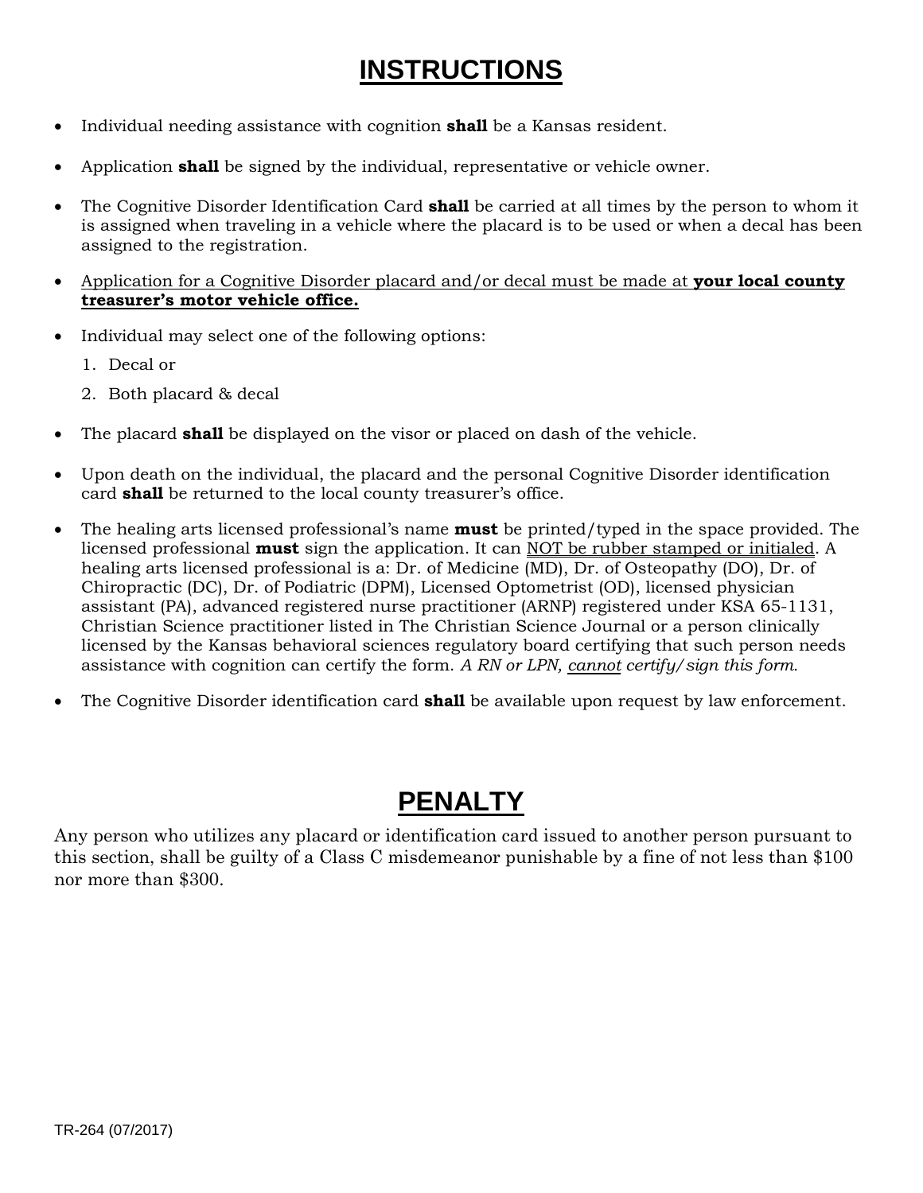# INSTRUCTIONS

- Individual needing assistance with cognition **shall** be a Kansas resident.
- Application **shall** be signed by the individual, representative or vehicle owner.
- The Cognitive Disorder Identification Card **shall** be carried at all times by the person to whom it is assigned when traveling in a vehicle where the placard is to be used or when a decal has been assigned to the registration.
- <u>Application for a Cognitive Disorder placard and/or decal must be made at **your local county treasurer's motor vehicle office.**</u>
- Individual may select one of the following options:
  1. Decal or
  2. Both placard & decal
- The placard **shall** be displayed on the visor or placed on dash of the vehicle.
- Upon death on the individual, the placard and the personal Cognitive Disorder identification card **shall** be returned to the local county treasurer's office.
- The healing arts licensed professional's name **must** be printed/typed in the space provided. The licensed professional **must** sign the application. It can <u>NOT be rubber stamped or initialed</u>. A healing arts licensed professional is a: Dr. of Medicine (MD), Dr. of Osteopathy (DO), Dr. of Chiropractic (DC), Dr. of Podiatric (DPM), Licensed Optometrist (OD), licensed physician assistant (PA), advanced registered nurse practitioner (ARNP) registered under KSA 65-1131, Christian Science practitioner listed in The Christian Science Journal or a person clinically licensed by the Kansas behavioral sciences regulatory board certifying that such person needs assistance with cognition can certify the form. *A RN or LPN, <u>cannot</u> certify/sign this form.*
- The Cognitive Disorder identification card **shall** be available upon request by law enforcement.

# PENALTY

Any person who utilizes any placard or identification card issued to another person pursuant to this section, shall be guilty of a Class C misdemeanor punishable by a fine of not less than $100 nor more than $300.

TR-264 (07/2017)